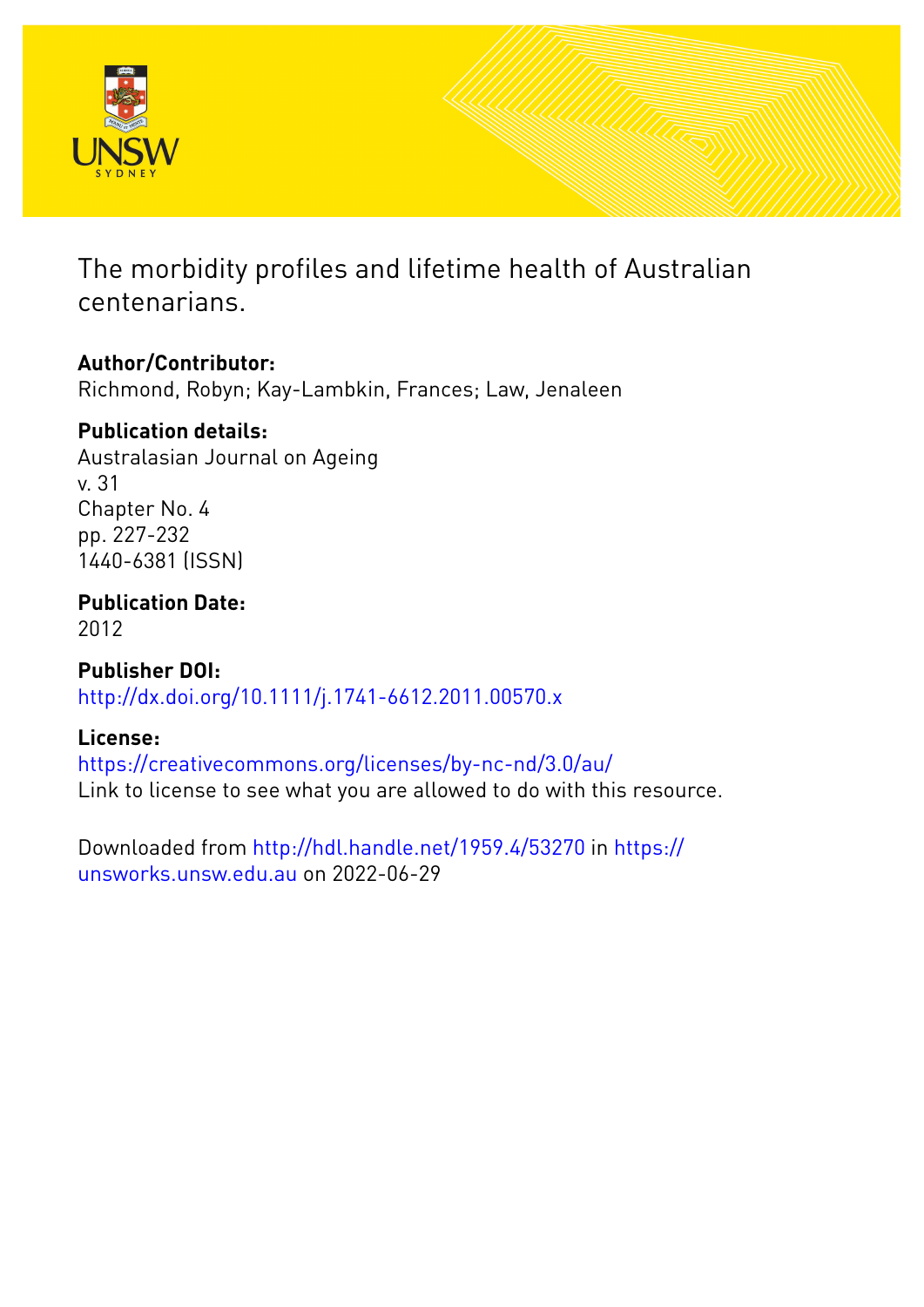The morbidity profiles and lifetime health of Australian centenarians.

**Author/Contributor:**
Richmond, Robyn; Kay-Lambkin, Frances; Law, Jenaleen

**Publication details:**
Australasian Journal on Ageing
v. 31
Chapter No. 4
pp. 227-232
1440-6381 (ISSN)

**Publication Date:**
2012

**Publisher DOI:**
http://dx.doi.org/10.1111/j.1741-6612.2011.00570.x

**License:**
https://creativecommons.org/licenses/by-nc-nd/3.0/au/
Link to license to see what you are allowed to do with this resource.

Downloaded from http://hdl.handle.net/1959.4/53270 in https://unsworks.unsw.edu.au on 2022-06-29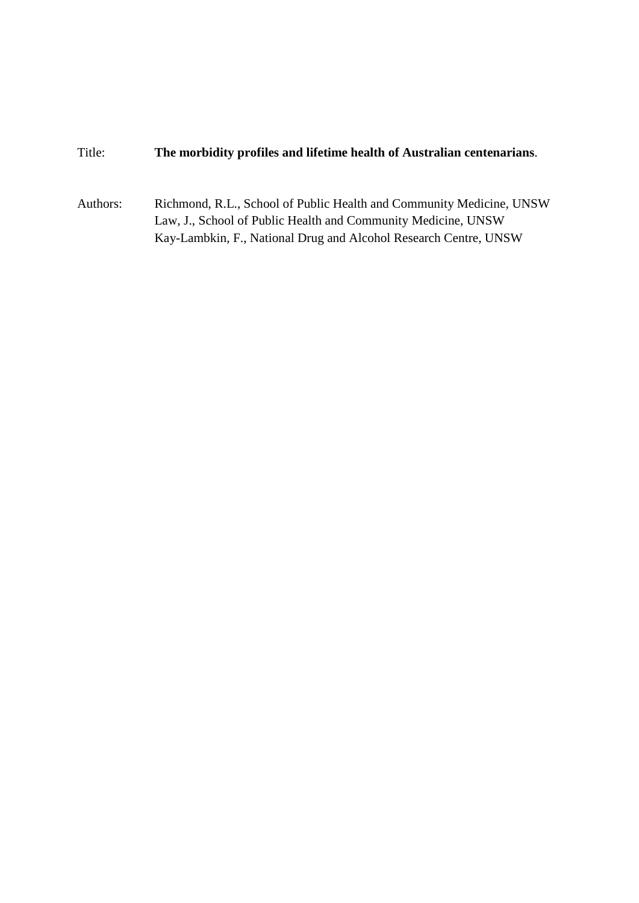Title: **The morbidity profiles and lifetime health of Australian centenarians**.

Authors: Richmond, R.L., School of Public Health and Community Medicine, UNSW
Law, J., School of Public Health and Community Medicine, UNSW
Kay-Lambkin, F., National Drug and Alcohol Research Centre, UNSW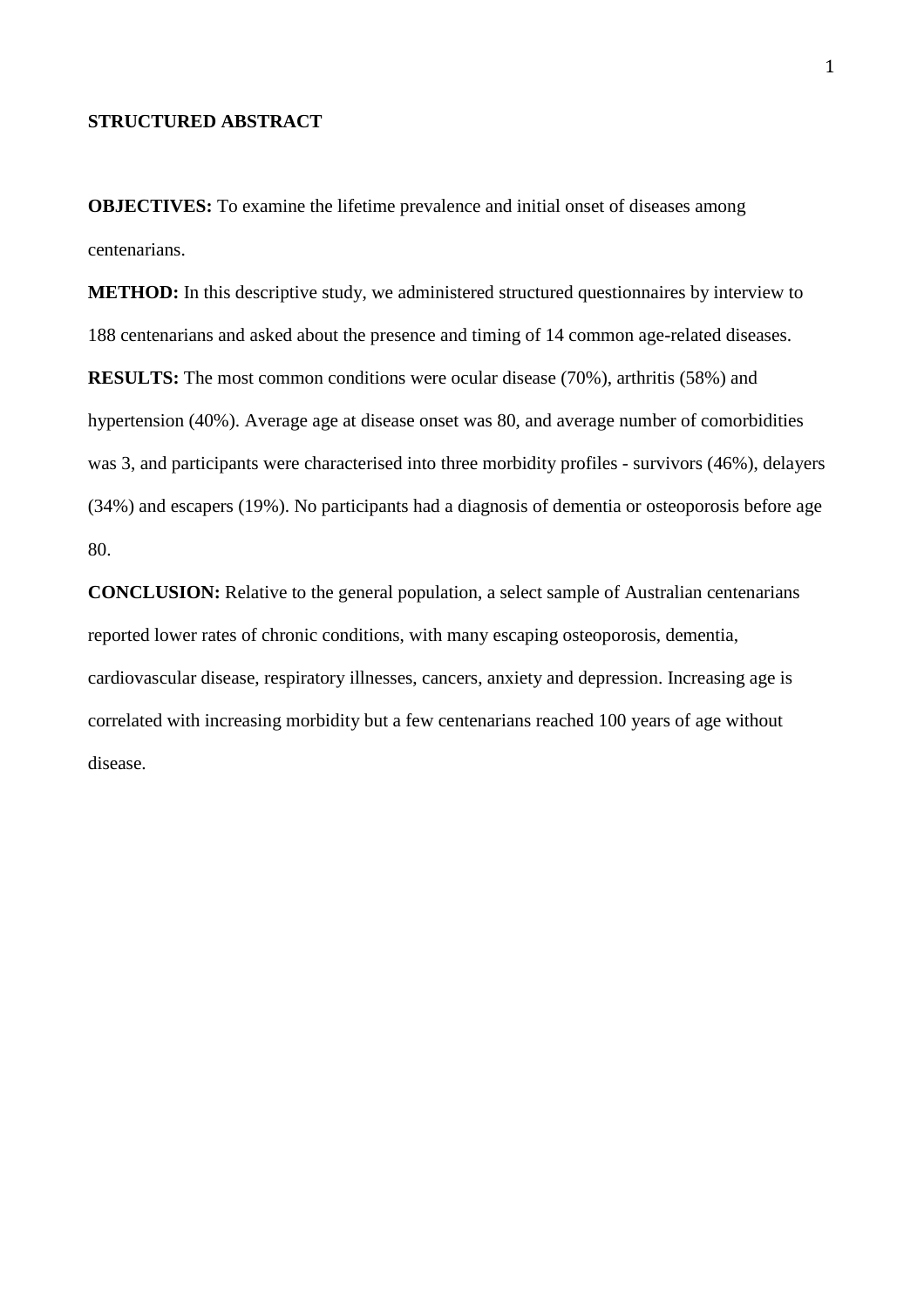## STRUCTURED ABSTRACT

**OBJECTIVES:** To examine the lifetime prevalence and initial onset of diseases among centenarians.

**METHOD:** In this descriptive study, we administered structured questionnaires by interview to 188 centenarians and asked about the presence and timing of 14 common age-related diseases.

**RESULTS:** The most common conditions were ocular disease (70%), arthritis (58%) and hypertension (40%). Average age at disease onset was 80, and average number of comorbidities was 3, and participants were characterised into three morbidity profiles - survivors (46%), delayers (34%) and escapers (19%). No participants had a diagnosis of dementia or osteoporosis before age 80.

**CONCLUSION:** Relative to the general population, a select sample of Australian centenarians reported lower rates of chronic conditions, with many escaping osteoporosis, dementia, cardiovascular disease, respiratory illnesses, cancers, anxiety and depression. Increasing age is correlated with increasing morbidity but a few centenarians reached 100 years of age without disease.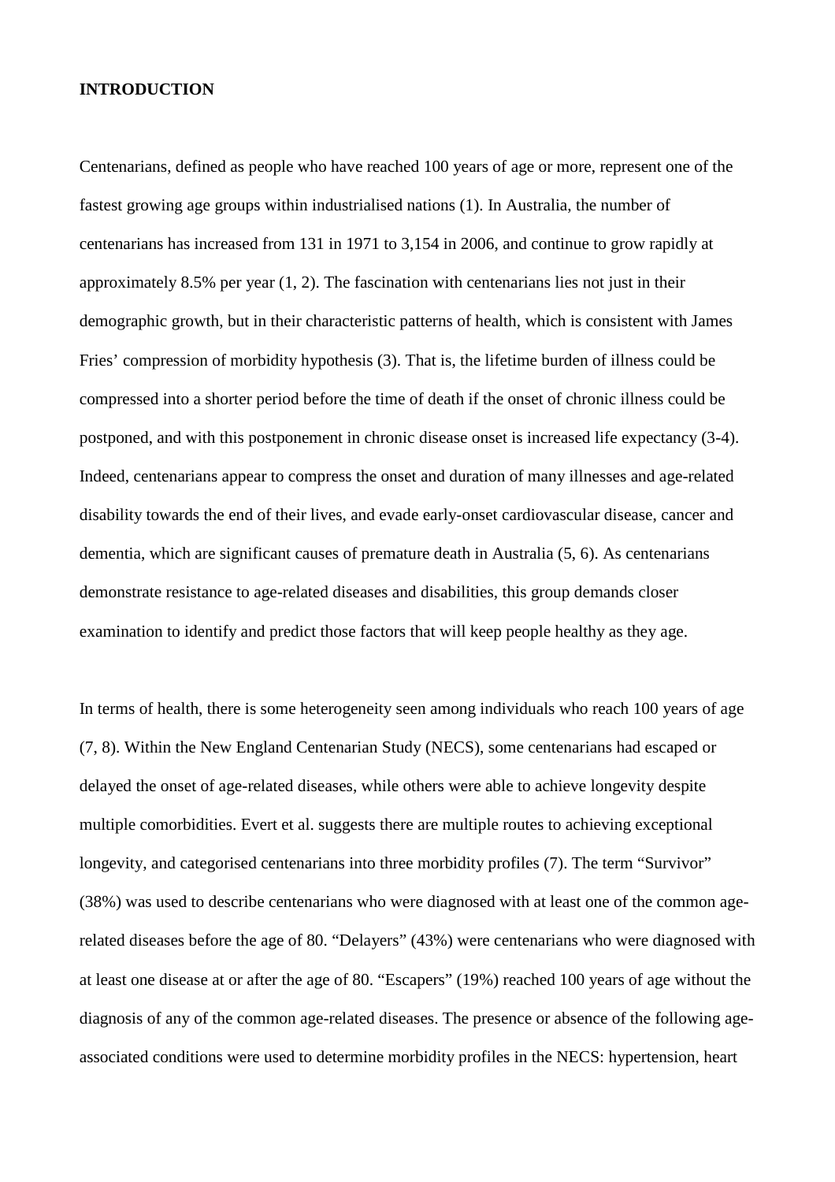## INTRODUCTION

Centenarians, defined as people who have reached 100 years of age or more, represent one of the fastest growing age groups within industrialised nations (1). In Australia, the number of centenarians has increased from 131 in 1971 to 3,154 in 2006, and continue to grow rapidly at approximately 8.5% per year (1, 2). The fascination with centenarians lies not just in their demographic growth, but in their characteristic patterns of health, which is consistent with James Fries' compression of morbidity hypothesis (3). That is, the lifetime burden of illness could be compressed into a shorter period before the time of death if the onset of chronic illness could be postponed, and with this postponement in chronic disease onset is increased life expectancy (3-4). Indeed, centenarians appear to compress the onset and duration of many illnesses and age-related disability towards the end of their lives, and evade early-onset cardiovascular disease, cancer and dementia, which are significant causes of premature death in Australia (5, 6). As centenarians demonstrate resistance to age-related diseases and disabilities, this group demands closer examination to identify and predict those factors that will keep people healthy as they age.

In terms of health, there is some heterogeneity seen among individuals who reach 100 years of age (7, 8). Within the New England Centenarian Study (NECS), some centenarians had escaped or delayed the onset of age-related diseases, while others were able to achieve longevity despite multiple comorbidities. Evert et al. suggests there are multiple routes to achieving exceptional longevity, and categorised centenarians into three morbidity profiles (7). The term "Survivor" (38%) was used to describe centenarians who were diagnosed with at least one of the common age-related diseases before the age of 80. "Delayers" (43%) were centenarians who were diagnosed with at least one disease at or after the age of 80. "Escapers" (19%) reached 100 years of age without the diagnosis of any of the common age-related diseases. The presence or absence of the following age-associated conditions were used to determine morbidity profiles in the NECS: hypertension, heart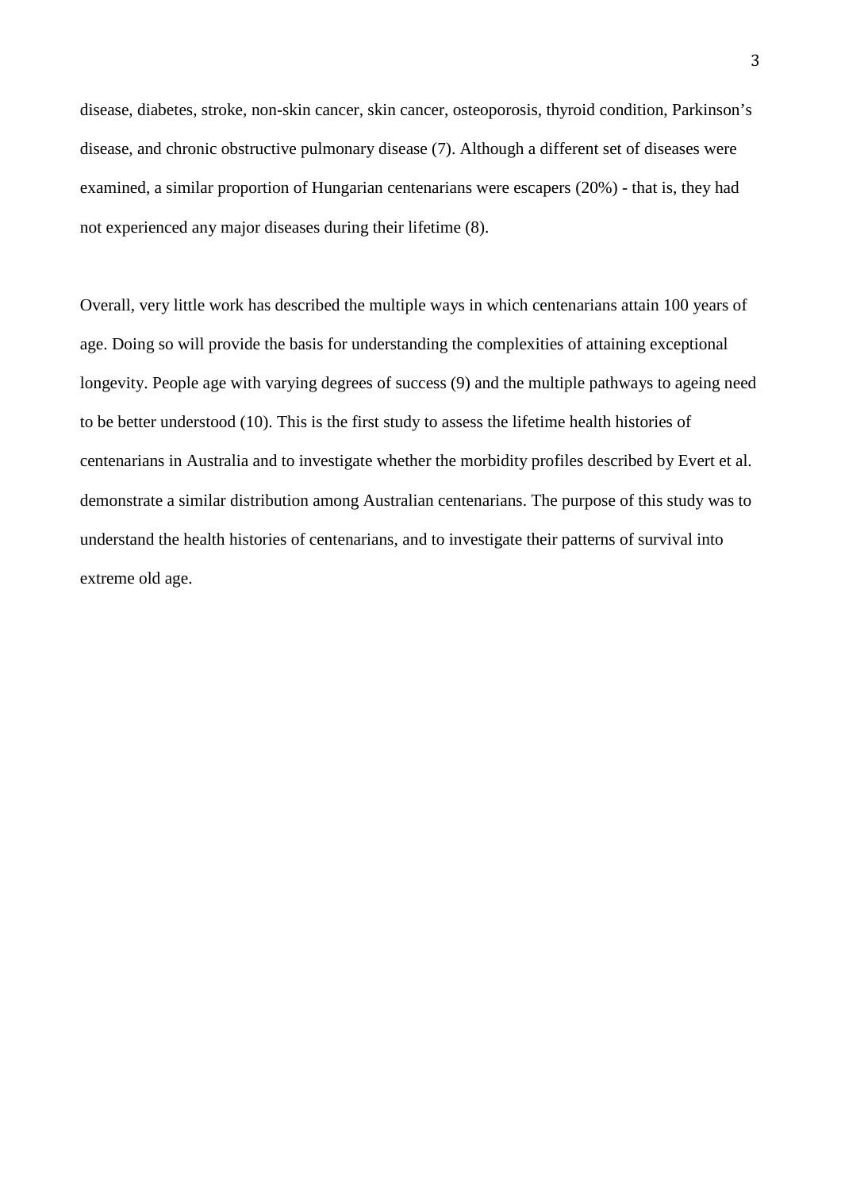disease, diabetes, stroke, non-skin cancer, skin cancer, osteoporosis, thyroid condition, Parkinson's disease, and chronic obstructive pulmonary disease (7). Although a different set of diseases were examined, a similar proportion of Hungarian centenarians were escapers (20%) - that is, they had not experienced any major diseases during their lifetime (8).

Overall, very little work has described the multiple ways in which centenarians attain 100 years of age. Doing so will provide the basis for understanding the complexities of attaining exceptional longevity. People age with varying degrees of success (9) and the multiple pathways to ageing need to be better understood (10). This is the first study to assess the lifetime health histories of centenarians in Australia and to investigate whether the morbidity profiles described by Evert et al. demonstrate a similar distribution among Australian centenarians. The purpose of this study was to understand the health histories of centenarians, and to investigate their patterns of survival into extreme old age.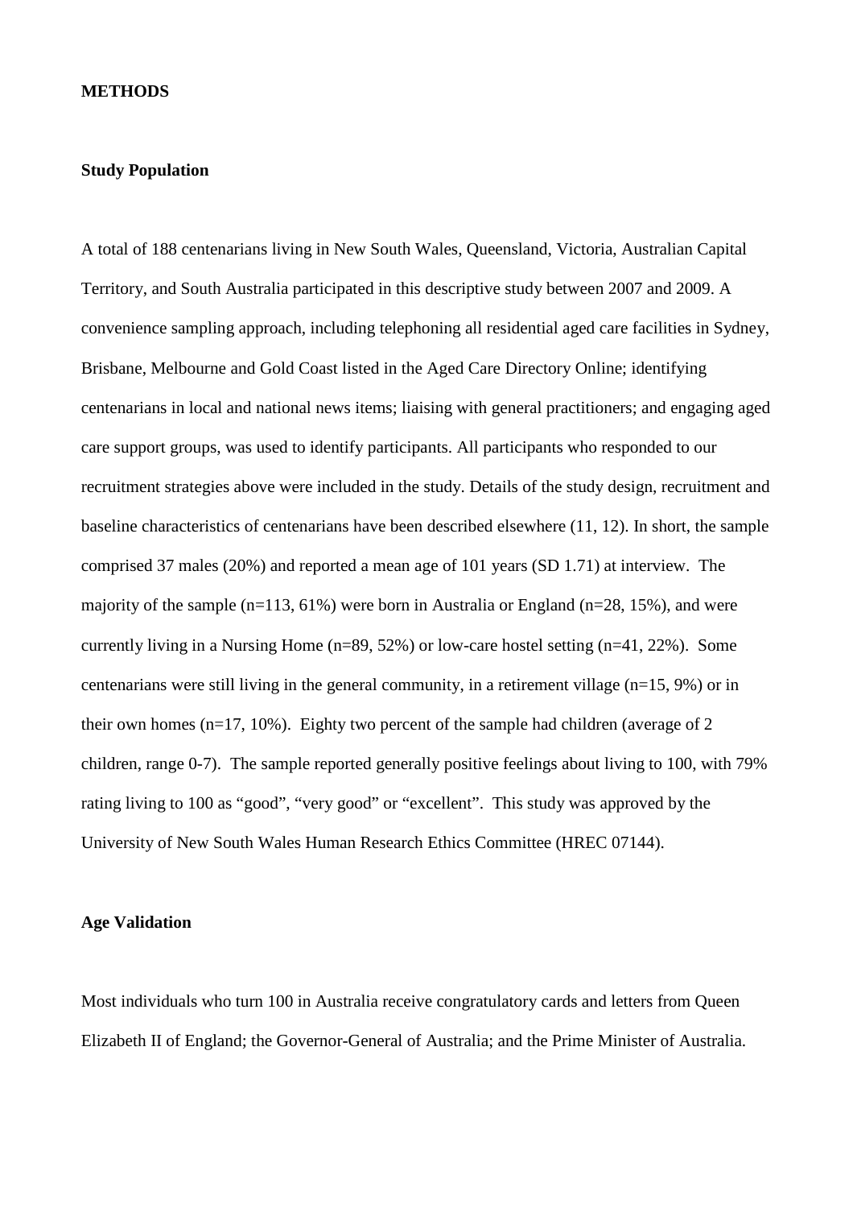**METHODS**

**Study Population**

A total of 188 centenarians living in New South Wales, Queensland, Victoria, Australian Capital Territory, and South Australia participated in this descriptive study between 2007 and 2009. A convenience sampling approach, including telephoning all residential aged care facilities in Sydney, Brisbane, Melbourne and Gold Coast listed in the Aged Care Directory Online; identifying centenarians in local and national news items; liaising with general practitioners; and engaging aged care support groups, was used to identify participants. All participants who responded to our recruitment strategies above were included in the study. Details of the study design, recruitment and baseline characteristics of centenarians have been described elsewhere (11, 12). In short, the sample comprised 37 males (20%) and reported a mean age of 101 years (SD 1.71) at interview. The majority of the sample (n=113, 61%) were born in Australia or England (n=28, 15%), and were currently living in a Nursing Home (n=89, 52%) or low-care hostel setting (n=41, 22%). Some centenarians were still living in the general community, in a retirement village (n=15, 9%) or in their own homes (n=17, 10%). Eighty two percent of the sample had children (average of 2 children, range 0-7). The sample reported generally positive feelings about living to 100, with 79% rating living to 100 as "good", "very good" or "excellent". This study was approved by the University of New South Wales Human Research Ethics Committee (HREC 07144).

**Age Validation**

Most individuals who turn 100 in Australia receive congratulatory cards and letters from Queen Elizabeth II of England; the Governor-General of Australia; and the Prime Minister of Australia.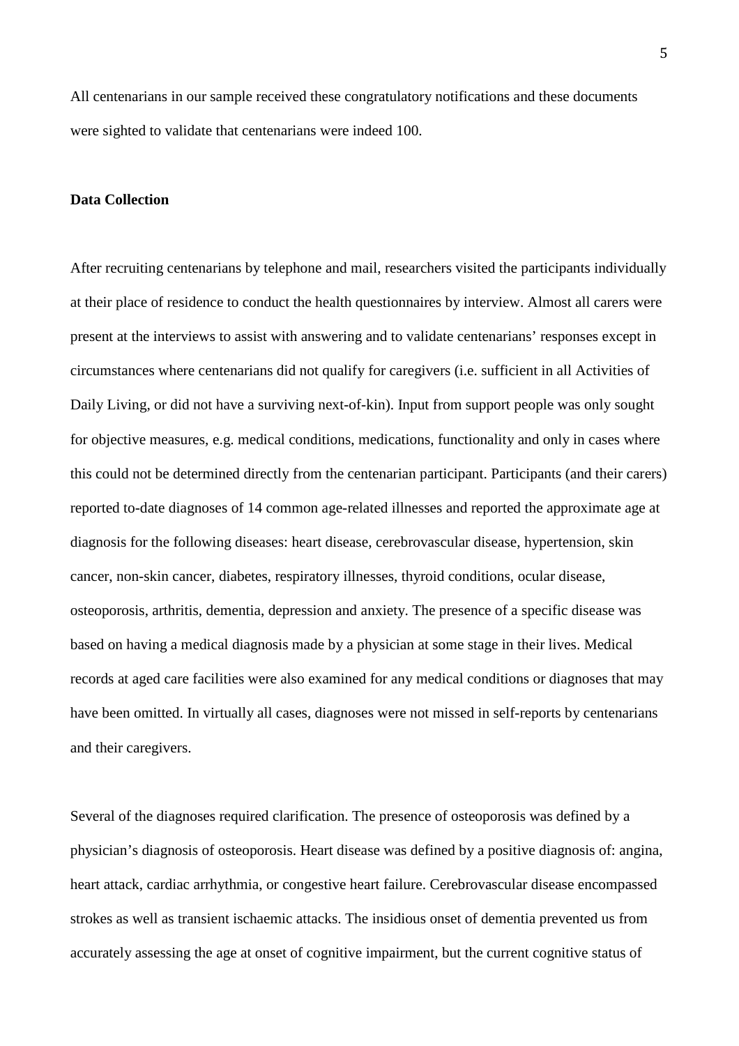All centenarians in our sample received these congratulatory notifications and these documents were sighted to validate that centenarians were indeed 100.

**Data Collection**

After recruiting centenarians by telephone and mail, researchers visited the participants individually at their place of residence to conduct the health questionnaires by interview. Almost all carers were present at the interviews to assist with answering and to validate centenarians' responses except in circumstances where centenarians did not qualify for caregivers (i.e. sufficient in all Activities of Daily Living, or did not have a surviving next-of-kin). Input from support people was only sought for objective measures, e.g. medical conditions, medications, functionality and only in cases where this could not be determined directly from the centenarian participant. Participants (and their carers) reported to-date diagnoses of 14 common age-related illnesses and reported the approximate age at diagnosis for the following diseases: heart disease, cerebrovascular disease, hypertension, skin cancer, non-skin cancer, diabetes, respiratory illnesses, thyroid conditions, ocular disease, osteoporosis, arthritis, dementia, depression and anxiety. The presence of a specific disease was based on having a medical diagnosis made by a physician at some stage in their lives. Medical records at aged care facilities were also examined for any medical conditions or diagnoses that may have been omitted. In virtually all cases, diagnoses were not missed in self-reports by centenarians and their caregivers.

Several of the diagnoses required clarification. The presence of osteoporosis was defined by a physician's diagnosis of osteoporosis. Heart disease was defined by a positive diagnosis of: angina, heart attack, cardiac arrhythmia, or congestive heart failure. Cerebrovascular disease encompassed strokes as well as transient ischaemic attacks. The insidious onset of dementia prevented us from accurately assessing the age at onset of cognitive impairment, but the current cognitive status of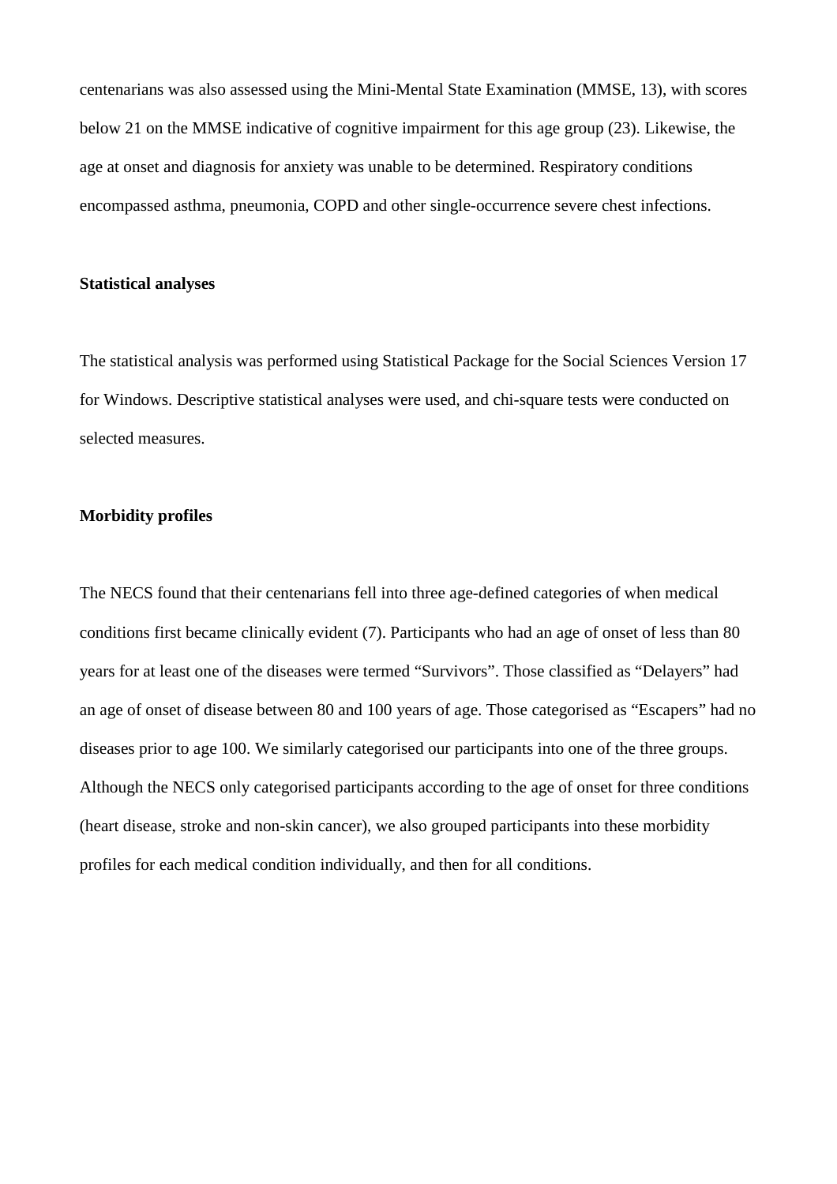centenarians was also assessed using the Mini-Mental State Examination (MMSE, 13), with scores below 21 on the MMSE indicative of cognitive impairment for this age group (23). Likewise, the age at onset and diagnosis for anxiety was unable to be determined. Respiratory conditions encompassed asthma, pneumonia, COPD and other single-occurrence severe chest infections.

**Statistical analyses**

The statistical analysis was performed using Statistical Package for the Social Sciences Version 17 for Windows. Descriptive statistical analyses were used, and chi-square tests were conducted on selected measures.

**Morbidity profiles**

The NECS found that their centenarians fell into three age-defined categories of when medical conditions first became clinically evident (7). Participants who had an age of onset of less than 80 years for at least one of the diseases were termed "Survivors". Those classified as "Delayers" had an age of onset of disease between 80 and 100 years of age. Those categorised as "Escapers" had no diseases prior to age 100. We similarly categorised our participants into one of the three groups. Although the NECS only categorised participants according to the age of onset for three conditions (heart disease, stroke and non-skin cancer), we also grouped participants into these morbidity profiles for each medical condition individually, and then for all conditions.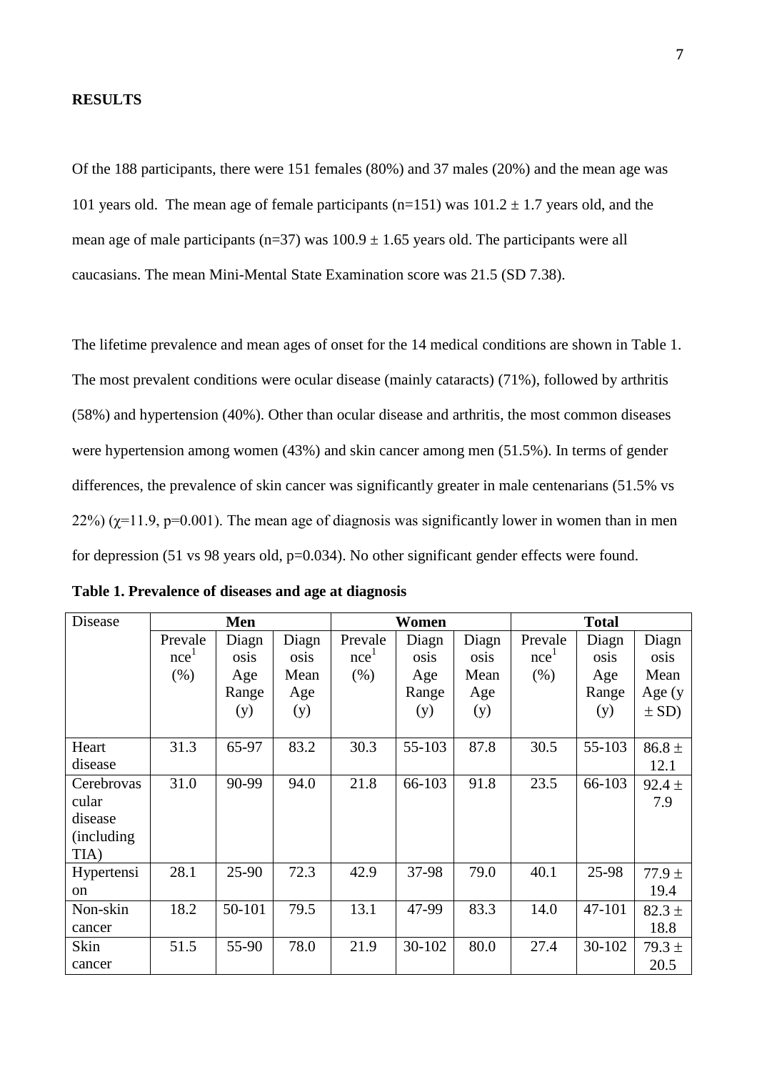**RESULTS**

Of the 188 participants, there were 151 females (80%) and 37 males (20%) and the mean age was 101 years old. The mean age of female participants (n=151) was 101.2 ± 1.7 years old, and the mean age of male participants (n=37) was 100.9 ± 1.65 years old. The participants were all caucasians. The mean Mini-Mental State Examination score was 21.5 (SD 7.38).

The lifetime prevalence and mean ages of onset for the 14 medical conditions are shown in Table 1. The most prevalent conditions were ocular disease (mainly cataracts) (71%), followed by arthritis (58%) and hypertension (40%). Other than ocular disease and arthritis, the most common diseases were hypertension among women (43%) and skin cancer among men (51.5%). In terms of gender differences, the prevalence of skin cancer was significantly greater in male centenarians (51.5% vs 22%) ($\chi$=11.9, p=0.001). The mean age of diagnosis was significantly lower in women than in men for depression (51 vs 98 years old, p=0.034). No other significant gender effects were found.

**Table 1. Prevalence of diseases and age at diagnosis**

| Disease | Men | | | Women | | | Total | | |
|---|---|---|---|---|---|---|---|---|---|
| | Prevalence[1] (%) | Diagnosis Age Range (y) | Diagnosis Mean Age (y) | Prevalence[1] (%) | Diagnosis Age Range (y) | Diagnosis Mean Age (y) | Prevalence[1] (%) | Diagnosis Age Range (y) | Diagnosis Mean Age (y ± SD) |
| Heart disease | 31.3 | 65-97 | 83.2 | 30.3 | 55-103 | 87.8 | 30.5 | 55-103 | 86.8 ± 12.1 |
| Cerebrovascular disease (including TIA) | 31.0 | 90-99 | 94.0 | 21.8 | 66-103 | 91.8 | 23.5 | 66-103 | 92.4 ± 7.9 |
| Hypertension | 28.1 | 25-90 | 72.3 | 42.9 | 37-98 | 79.0 | 40.1 | 25-98 | 77.9 ± 19.4 |
| Non-skin cancer | 18.2 | 50-101 | 79.5 | 13.1 | 47-99 | 83.3 | 14.0 | 47-101 | 82.3 ± 18.8 |
| Skin cancer | 51.5 | 55-90 | 78.0 | 21.9 | 30-102 | 80.0 | 27.4 | 30-102 | 79.3 ± 20.5 |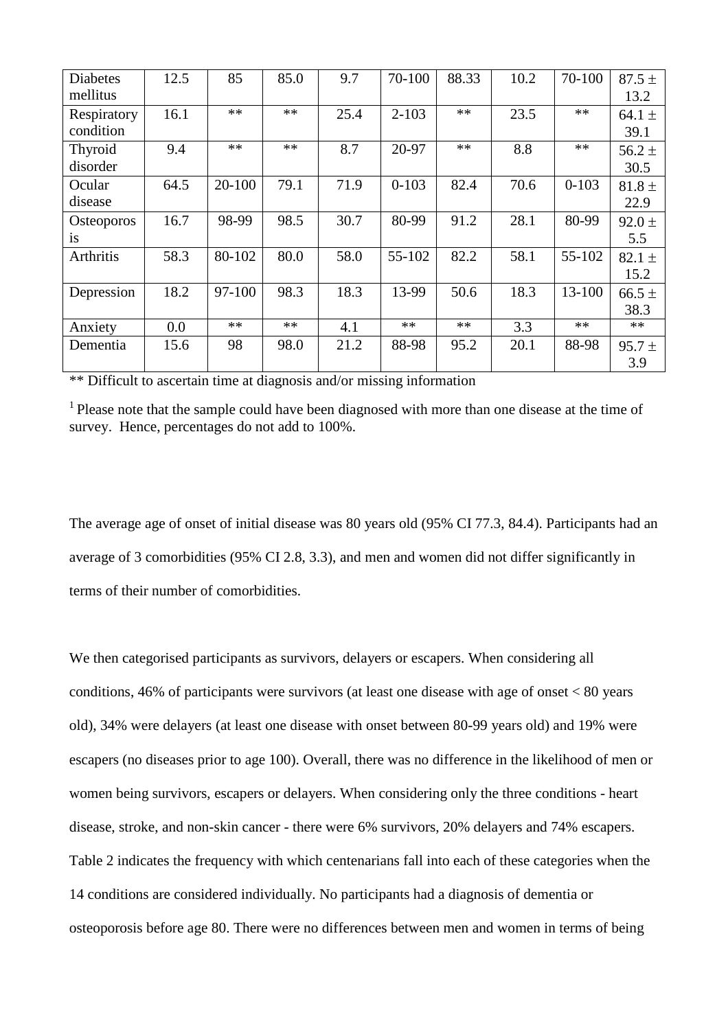| Diabetes mellitus | 12.5 | 85 | 85.0 | 9.7 | 70-100 | 88.33 | 10.2 | 70-100 | 87.5 ± 13.2 |
|---|---|---|---|---|---|---|---|---|---|
| Respiratory condition | 16.1 | ** | ** | 25.4 | 2-103 | ** | 23.5 | ** | 64.1 ± 39.1 |
| Thyroid disorder | 9.4 | ** | ** | 8.7 | 20-97 | ** | 8.8 | ** | 56.2 ± 30.5 |
| Ocular disease | 64.5 | 20-100 | 79.1 | 71.9 | 0-103 | 82.4 | 70.6 | 0-103 | 81.8 ± 22.9 |
| Osteoporosis | 16.7 | 98-99 | 98.5 | 30.7 | 80-99 | 91.2 | 28.1 | 80-99 | 92.0 ± 5.5 |
| Arthritis | 58.3 | 80-102 | 80.0 | 58.0 | 55-102 | 82.2 | 58.1 | 55-102 | 82.1 ± 15.2 |
| Depression | 18.2 | 97-100 | 98.3 | 18.3 | 13-99 | 50.6 | 18.3 | 13-100 | 66.5 ± 38.3 |
| Anxiety | 0.0 | ** | ** | 4.1 | ** | ** | 3.3 | ** | ** |
| Dementia | 15.6 | 98 | 98.0 | 21.2 | 88-98 | 95.2 | 20.1 | 88-98 | 95.7 ± 3.9 |

** Difficult to ascertain time at diagnosis and/or missing information

[1] Please note that the sample could have been diagnosed with more than one disease at the time of survey. Hence, percentages do not add to 100%.

The average age of onset of initial disease was 80 years old (95% CI 77.3, 84.4). Participants had an average of 3 comorbidities (95% CI 2.8, 3.3), and men and women did not differ significantly in terms of their number of comorbidities.

We then categorised participants as survivors, delayers or escapers. When considering all conditions, 46% of participants were survivors (at least one disease with age of onset < 80 years old), 34% were delayers (at least one disease with onset between 80-99 years old) and 19% were escapers (no diseases prior to age 100). Overall, there was no difference in the likelihood of men or women being survivors, escapers or delayers. When considering only the three conditions - heart disease, stroke, and non-skin cancer - there were 6% survivors, 20% delayers and 74% escapers. Table 2 indicates the frequency with which centenarians fall into each of these categories when the 14 conditions are considered individually. No participants had a diagnosis of dementia or osteoporosis before age 80. There were no differences between men and women in terms of being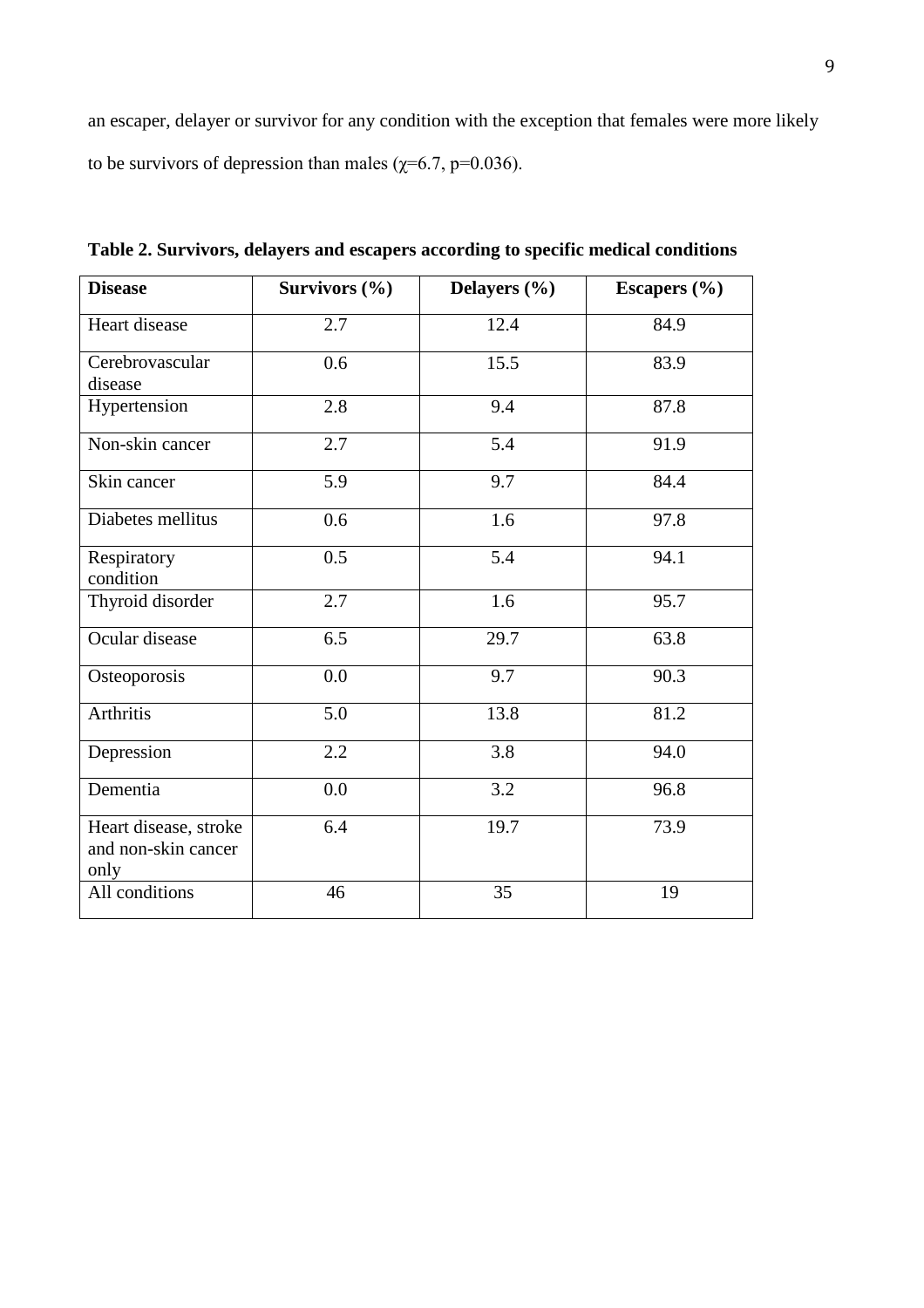an escaper, delayer or survivor for any condition with the exception that females were more likely to be survivors of depression than males ($\chi$=6.7, p=0.036).

**Table 2. Survivors, delayers and escapers according to specific medical conditions**

| **Disease** | **Survivors (%)** | **Delayers (%)** | **Escapers (%)** |
|---|---|---|---|
| Heart disease | 2.7 | 12.4 | 84.9 |
| Cerebrovascular disease | 0.6 | 15.5 | 83.9 |
| Hypertension | 2.8 | 9.4 | 87.8 |
| Non-skin cancer | 2.7 | 5.4 | 91.9 |
| Skin cancer | 5.9 | 9.7 | 84.4 |
| Diabetes mellitus | 0.6 | 1.6 | 97.8 |
| Respiratory condition | 0.5 | 5.4 | 94.1 |
| Thyroid disorder | 2.7 | 1.6 | 95.7 |
| Ocular disease | 6.5 | 29.7 | 63.8 |
| Osteoporosis | 0.0 | 9.7 | 90.3 |
| Arthritis | 5.0 | 13.8 | 81.2 |
| Depression | 2.2 | 3.8 | 94.0 |
| Dementia | 0.0 | 3.2 | 96.8 |
| Heart disease, stroke and non-skin cancer only | 6.4 | 19.7 | 73.9 |
| All conditions | 46 | 35 | 19 |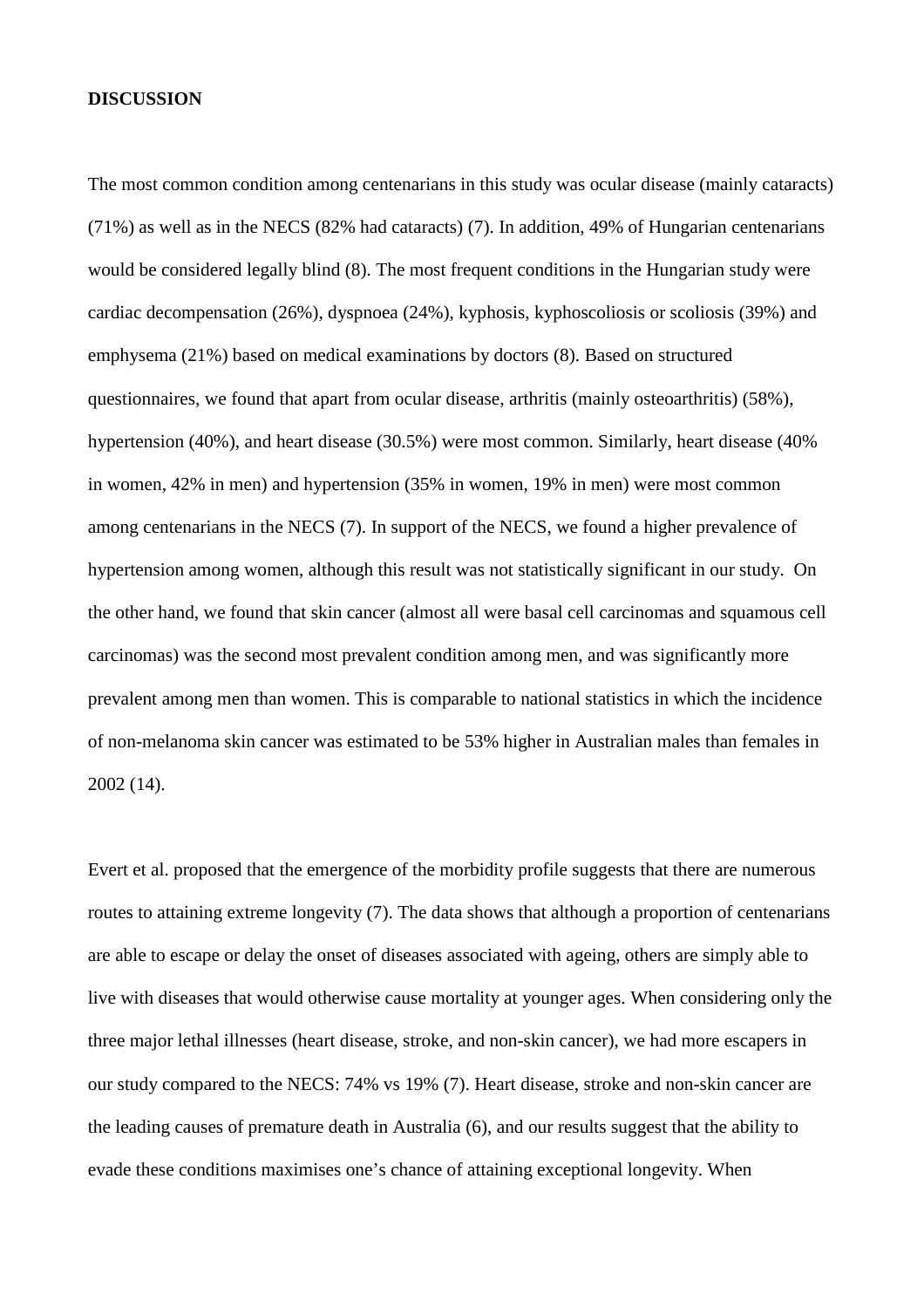**DISCUSSION**

The most common condition among centenarians in this study was ocular disease (mainly cataracts) (71%) as well as in the NECS (82% had cataracts) (7). In addition, 49% of Hungarian centenarians would be considered legally blind (8). The most frequent conditions in the Hungarian study were cardiac decompensation (26%), dyspnoea (24%), kyphosis, kyphoscoliosis or scoliosis (39%) and emphysema (21%) based on medical examinations by doctors (8). Based on structured questionnaires, we found that apart from ocular disease, arthritis (mainly osteoarthritis) (58%), hypertension (40%), and heart disease (30.5%) were most common. Similarly, heart disease (40% in women, 42% in men) and hypertension (35% in women, 19% in men) were most common among centenarians in the NECS (7). In support of the NECS, we found a higher prevalence of hypertension among women, although this result was not statistically significant in our study. On the other hand, we found that skin cancer (almost all were basal cell carcinomas and squamous cell carcinomas) was the second most prevalent condition among men, and was significantly more prevalent among men than women. This is comparable to national statistics in which the incidence of non-melanoma skin cancer was estimated to be 53% higher in Australian males than females in 2002 (14).

Evert et al. proposed that the emergence of the morbidity profile suggests that there are numerous routes to attaining extreme longevity (7). The data shows that although a proportion of centenarians are able to escape or delay the onset of diseases associated with ageing, others are simply able to live with diseases that would otherwise cause mortality at younger ages. When considering only the three major lethal illnesses (heart disease, stroke, and non-skin cancer), we had more escapers in our study compared to the NECS: 74% vs 19% (7). Heart disease, stroke and non-skin cancer are the leading causes of premature death in Australia (6), and our results suggest that the ability to evade these conditions maximises one's chance of attaining exceptional longevity. When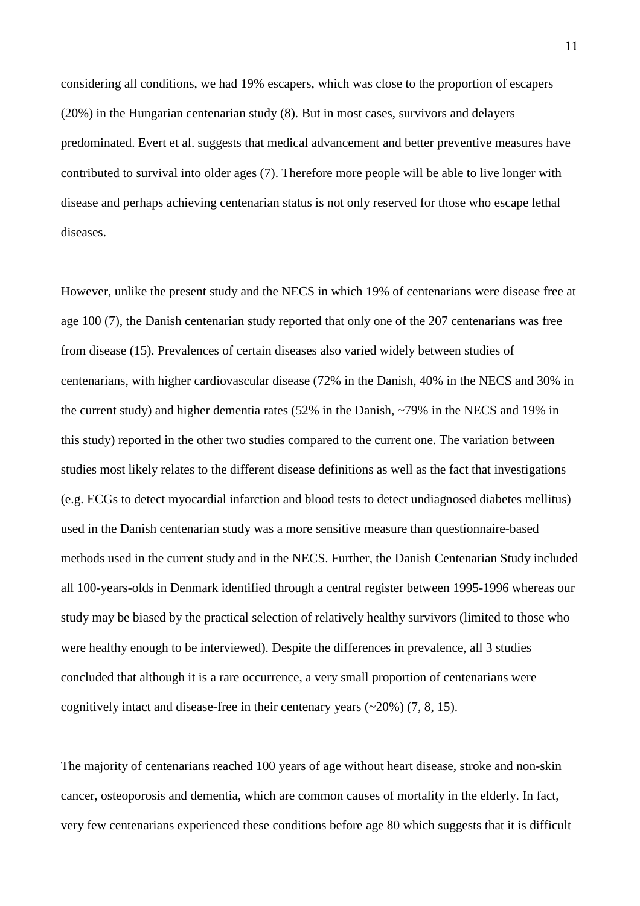considering all conditions, we had 19% escapers, which was close to the proportion of escapers (20%) in the Hungarian centenarian study (8). But in most cases, survivors and delayers predominated. Evert et al. suggests that medical advancement and better preventive measures have contributed to survival into older ages (7). Therefore more people will be able to live longer with disease and perhaps achieving centenarian status is not only reserved for those who escape lethal diseases.

However, unlike the present study and the NECS in which 19% of centenarians were disease free at age 100 (7), the Danish centenarian study reported that only one of the 207 centenarians was free from disease (15). Prevalences of certain diseases also varied widely between studies of centenarians, with higher cardiovascular disease (72% in the Danish, 40% in the NECS and 30% in the current study) and higher dementia rates (52% in the Danish, ~79% in the NECS and 19% in this study) reported in the other two studies compared to the current one. The variation between studies most likely relates to the different disease definitions as well as the fact that investigations (e.g. ECGs to detect myocardial infarction and blood tests to detect undiagnosed diabetes mellitus) used in the Danish centenarian study was a more sensitive measure than questionnaire-based methods used in the current study and in the NECS. Further, the Danish Centenarian Study included all 100-years-olds in Denmark identified through a central register between 1995-1996 whereas our study may be biased by the practical selection of relatively healthy survivors (limited to those who were healthy enough to be interviewed). Despite the differences in prevalence, all 3 studies concluded that although it is a rare occurrence, a very small proportion of centenarians were cognitively intact and disease-free in their centenary years (~20%) (7, 8, 15).

The majority of centenarians reached 100 years of age without heart disease, stroke and non-skin cancer, osteoporosis and dementia, which are common causes of mortality in the elderly. In fact, very few centenarians experienced these conditions before age 80 which suggests that it is difficult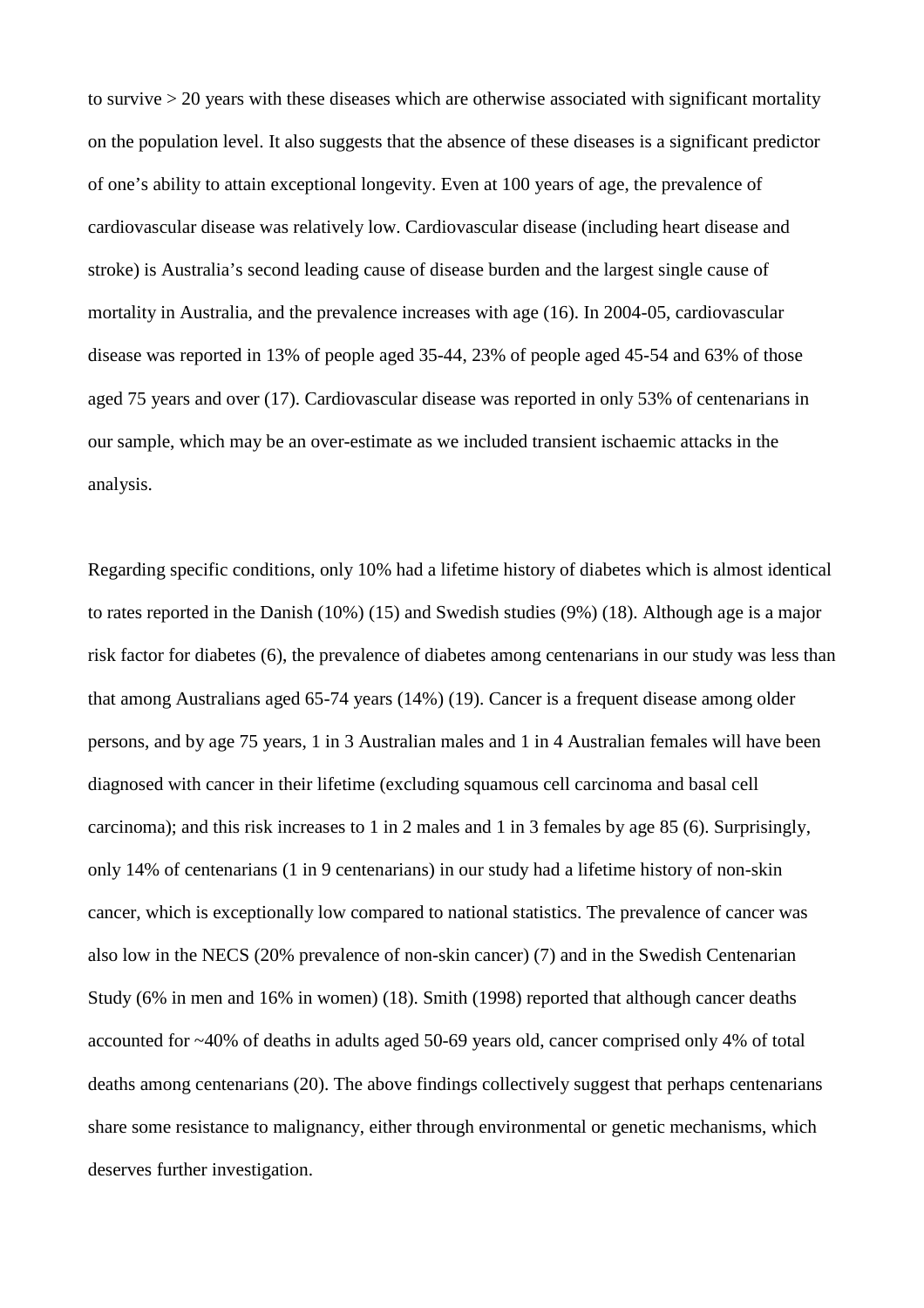to survive > 20 years with these diseases which are otherwise associated with significant mortality on the population level. It also suggests that the absence of these diseases is a significant predictor of one's ability to attain exceptional longevity. Even at 100 years of age, the prevalence of cardiovascular disease was relatively low. Cardiovascular disease (including heart disease and stroke) is Australia's second leading cause of disease burden and the largest single cause of mortality in Australia, and the prevalence increases with age (16). In 2004-05, cardiovascular disease was reported in 13% of people aged 35-44, 23% of people aged 45-54 and 63% of those aged 75 years and over (17). Cardiovascular disease was reported in only 53% of centenarians in our sample, which may be an over-estimate as we included transient ischaemic attacks in the analysis.

Regarding specific conditions, only 10% had a lifetime history of diabetes which is almost identical to rates reported in the Danish (10%) (15) and Swedish studies (9%) (18). Although age is a major risk factor for diabetes (6), the prevalence of diabetes among centenarians in our study was less than that among Australians aged 65-74 years (14%) (19). Cancer is a frequent disease among older persons, and by age 75 years, 1 in 3 Australian males and 1 in 4 Australian females will have been diagnosed with cancer in their lifetime (excluding squamous cell carcinoma and basal cell carcinoma); and this risk increases to 1 in 2 males and 1 in 3 females by age 85 (6). Surprisingly, only 14% of centenarians (1 in 9 centenarians) in our study had a lifetime history of non-skin cancer, which is exceptionally low compared to national statistics. The prevalence of cancer was also low in the NECS (20% prevalence of non-skin cancer) (7) and in the Swedish Centenarian Study (6% in men and 16% in women) (18). Smith (1998) reported that although cancer deaths accounted for ~40% of deaths in adults aged 50-69 years old, cancer comprised only 4% of total deaths among centenarians (20). The above findings collectively suggest that perhaps centenarians share some resistance to malignancy, either through environmental or genetic mechanisms, which deserves further investigation.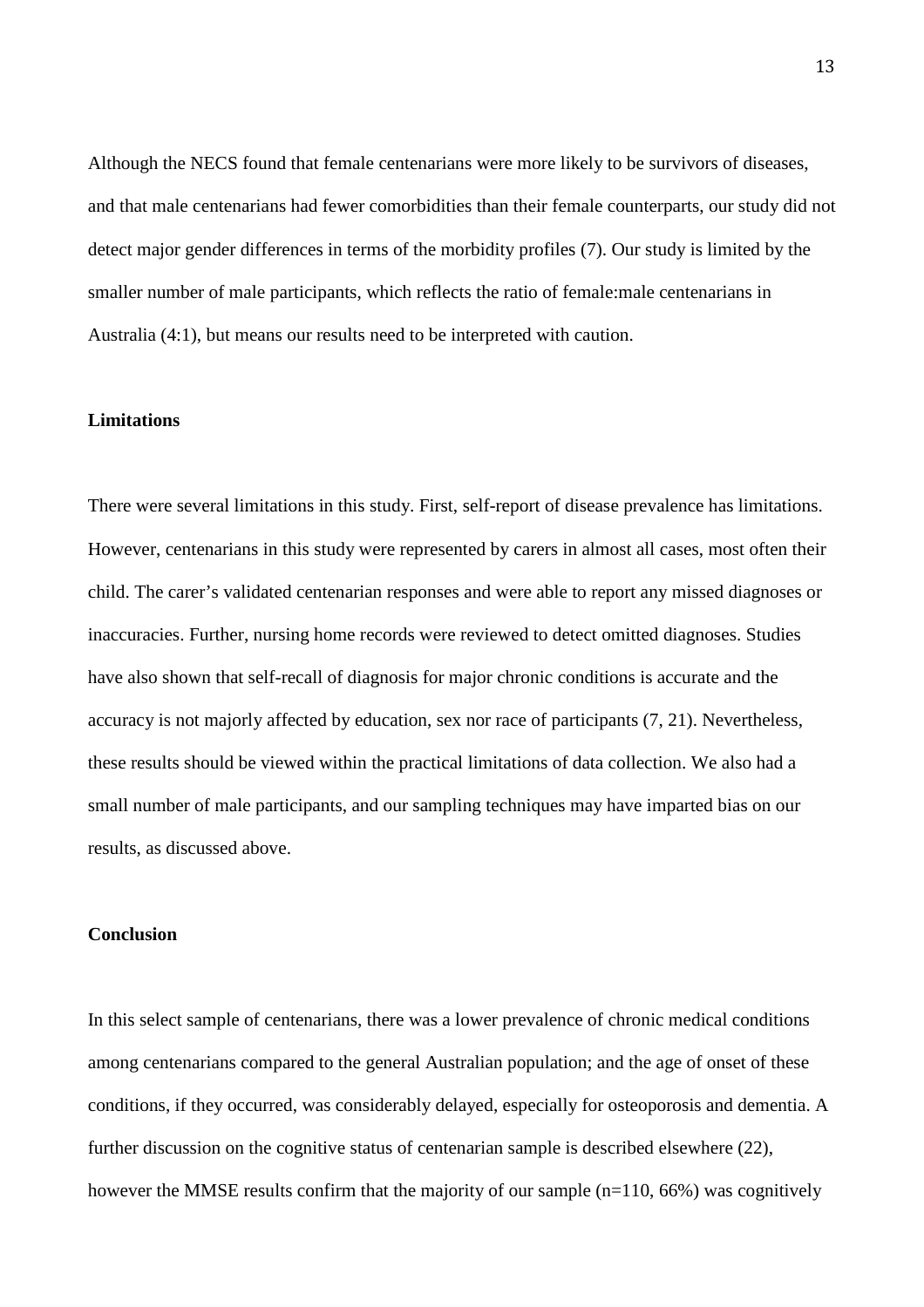Although the NECS found that female centenarians were more likely to be survivors of diseases, and that male centenarians had fewer comorbidities than their female counterparts, our study did not detect major gender differences in terms of the morbidity profiles (7). Our study is limited by the smaller number of male participants, which reflects the ratio of female:male centenarians in Australia (4:1), but means our results need to be interpreted with caution.

**Limitations**

There were several limitations in this study. First, self-report of disease prevalence has limitations. However, centenarians in this study were represented by carers in almost all cases, most often their child. The carer's validated centenarian responses and were able to report any missed diagnoses or inaccuracies. Further, nursing home records were reviewed to detect omitted diagnoses. Studies have also shown that self-recall of diagnosis for major chronic conditions is accurate and the accuracy is not majorly affected by education, sex nor race of participants (7, 21). Nevertheless, these results should be viewed within the practical limitations of data collection. We also had a small number of male participants, and our sampling techniques may have imparted bias on our results, as discussed above.

**Conclusion**

In this select sample of centenarians, there was a lower prevalence of chronic medical conditions among centenarians compared to the general Australian population; and the age of onset of these conditions, if they occurred, was considerably delayed, especially for osteoporosis and dementia. A further discussion on the cognitive status of centenarian sample is described elsewhere (22), however the MMSE results confirm that the majority of our sample (n=110, 66%) was cognitively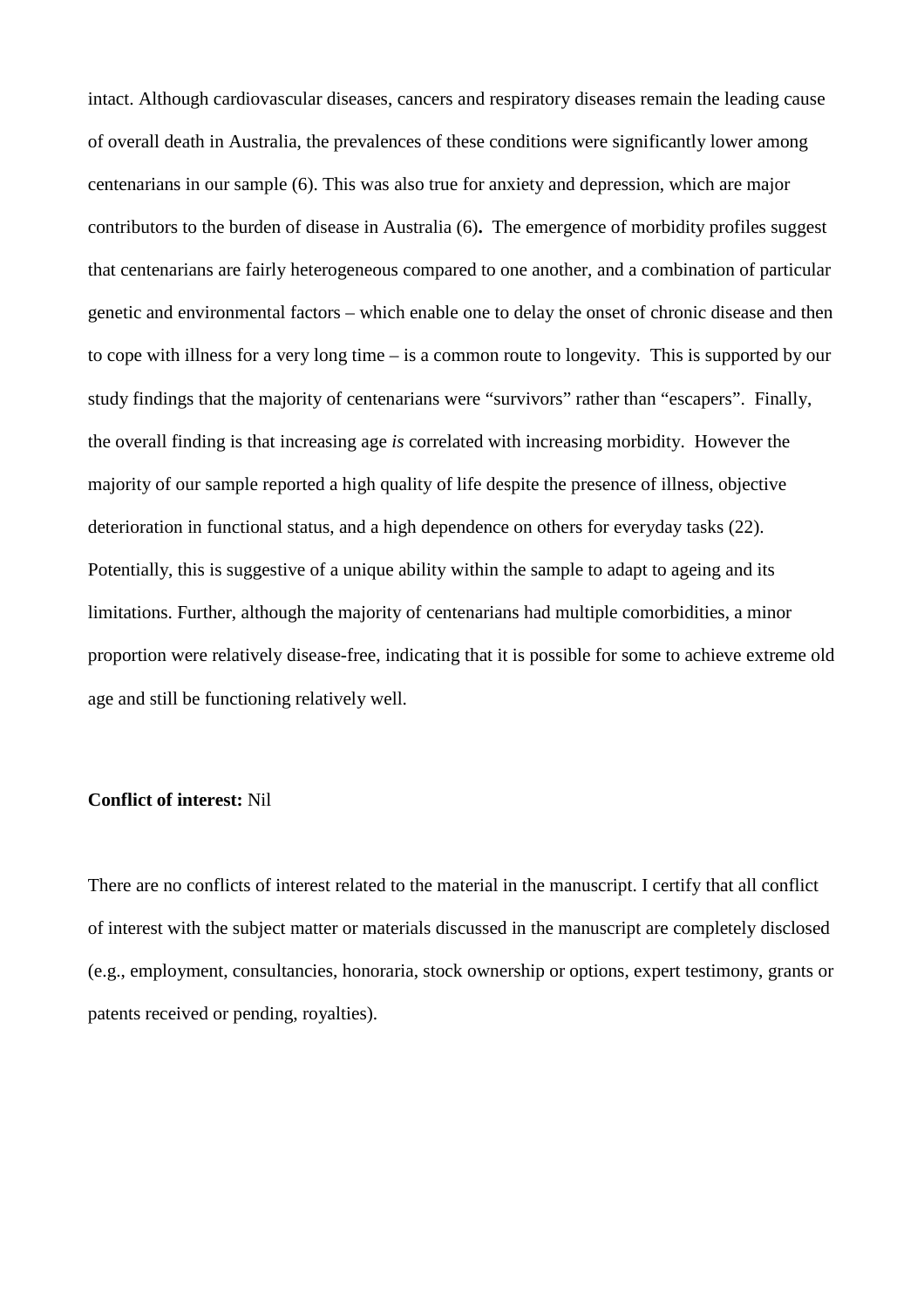intact. Although cardiovascular diseases, cancers and respiratory diseases remain the leading cause of overall death in Australia, the prevalences of these conditions were significantly lower among centenarians in our sample (6). This was also true for anxiety and depression, which are major contributors to the burden of disease in Australia (6). The emergence of morbidity profiles suggest that centenarians are fairly heterogeneous compared to one another, and a combination of particular genetic and environmental factors – which enable one to delay the onset of chronic disease and then to cope with illness for a very long time – is a common route to longevity. This is supported by our study findings that the majority of centenarians were "survivors" rather than "escapers". Finally, the overall finding is that increasing age *is* correlated with increasing morbidity. However the majority of our sample reported a high quality of life despite the presence of illness, objective deterioration in functional status, and a high dependence on others for everyday tasks (22). Potentially, this is suggestive of a unique ability within the sample to adapt to ageing and its limitations. Further, although the majority of centenarians had multiple comorbidities, a minor proportion were relatively disease-free, indicating that it is possible for some to achieve extreme old age and still be functioning relatively well.

**Conflict of interest:** Nil

There are no conflicts of interest related to the material in the manuscript. I certify that all conflict of interest with the subject matter or materials discussed in the manuscript are completely disclosed (e.g., employment, consultancies, honoraria, stock ownership or options, expert testimony, grants or patents received or pending, royalties).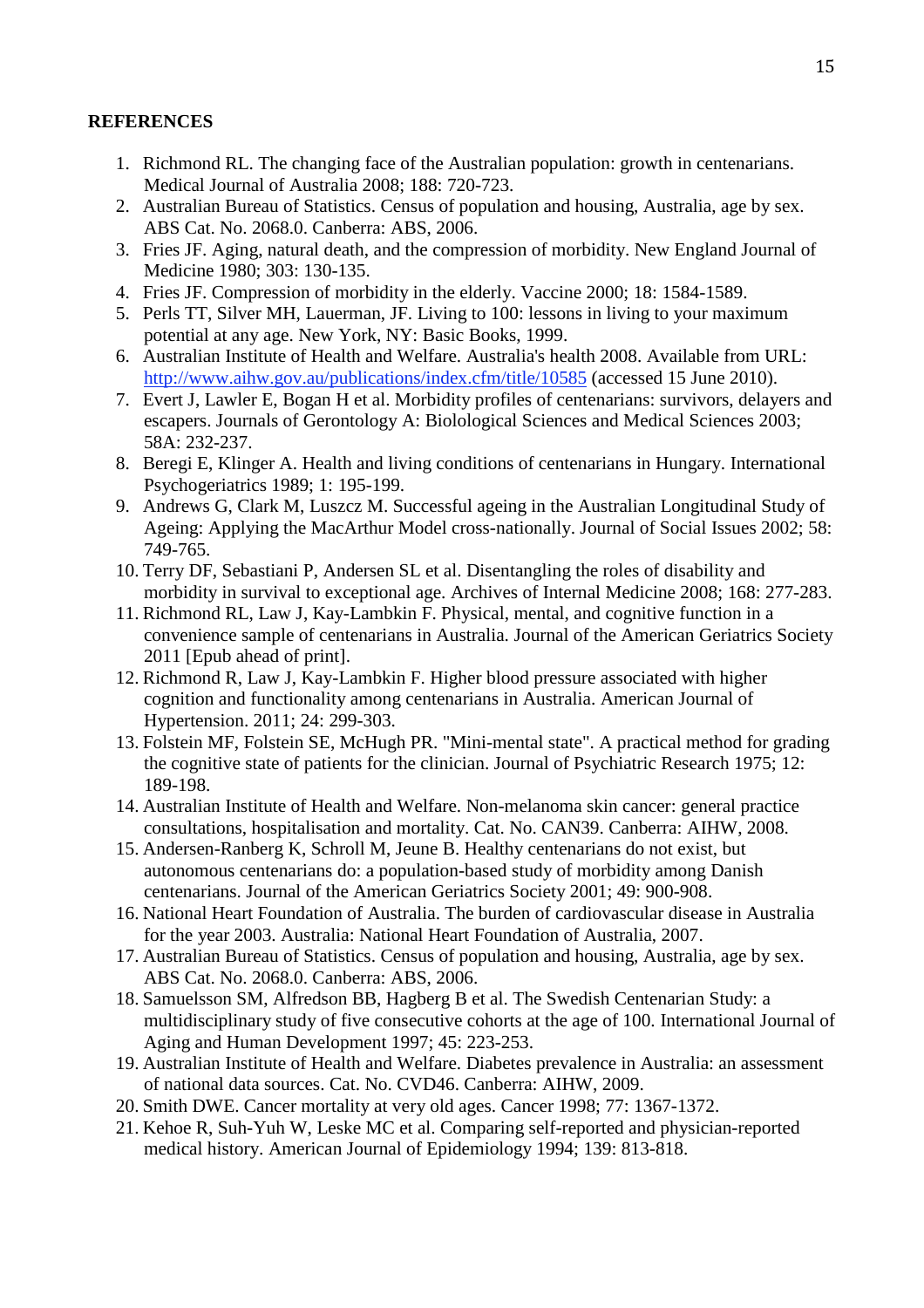**REFERENCES**

1. Richmond RL. The changing face of the Australian population: growth in centenarians. Medical Journal of Australia 2008; 188: 720-723.
2. Australian Bureau of Statistics. Census of population and housing, Australia, age by sex. ABS Cat. No. 2068.0. Canberra: ABS, 2006.
3. Fries JF. Aging, natural death, and the compression of morbidity. New England Journal of Medicine 1980; 303: 130-135.
4. Fries JF. Compression of morbidity in the elderly. Vaccine 2000; 18: 1584-1589.
5. Perls TT, Silver MH, Lauerman, JF. Living to 100: lessons in living to your maximum potential at any age. New York, NY: Basic Books, 1999.
6. Australian Institute of Health and Welfare. Australia's health 2008. Available from URL: http://www.aihw.gov.au/publications/index.cfm/title/10585 (accessed 15 June 2010).
7. Evert J, Lawler E, Bogan H et al. Morbidity profiles of centenarians: survivors, delayers and escapers. Journals of Gerontology A: Biolological Sciences and Medical Sciences 2003; 58A: 232-237.
8. Beregi E, Klinger A. Health and living conditions of centenarians in Hungary. International Psychogeriatrics 1989; 1: 195-199.
9. Andrews G, Clark M, Luszcz M. Successful ageing in the Australian Longitudinal Study of Ageing: Applying the MacArthur Model cross-nationally. Journal of Social Issues 2002; 58: 749-765.
10. Terry DF, Sebastiani P, Andersen SL et al. Disentangling the roles of disability and morbidity in survival to exceptional age. Archives of Internal Medicine 2008; 168: 277-283.
11. Richmond RL, Law J, Kay-Lambkin F. Physical, mental, and cognitive function in a convenience sample of centenarians in Australia. Journal of the American Geriatrics Society 2011 [Epub ahead of print].
12. Richmond R, Law J, Kay-Lambkin F. Higher blood pressure associated with higher cognition and functionality among centenarians in Australia. American Journal of Hypertension. 2011; 24: 299-303.
13. Folstein MF, Folstein SE, McHugh PR. "Mini-mental state". A practical method for grading the cognitive state of patients for the clinician. Journal of Psychiatric Research 1975; 12: 189-198.
14. Australian Institute of Health and Welfare. Non-melanoma skin cancer: general practice consultations, hospitalisation and mortality. Cat. No. CAN39. Canberra: AIHW, 2008.
15. Andersen-Ranberg K, Schroll M, Jeune B. Healthy centenarians do not exist, but autonomous centenarians do: a population-based study of morbidity among Danish centenarians. Journal of the American Geriatrics Society 2001; 49: 900-908.
16. National Heart Foundation of Australia. The burden of cardiovascular disease in Australia for the year 2003. Australia: National Heart Foundation of Australia, 2007.
17. Australian Bureau of Statistics. Census of population and housing, Australia, age by sex. ABS Cat. No. 2068.0. Canberra: ABS, 2006.
18. Samuelsson SM, Alfredson BB, Hagberg B et al. The Swedish Centenarian Study: a multidisciplinary study of five consecutive cohorts at the age of 100. International Journal of Aging and Human Development 1997; 45: 223-253.
19. Australian Institute of Health and Welfare. Diabetes prevalence in Australia: an assessment of national data sources. Cat. No. CVD46. Canberra: AIHW, 2009.
20. Smith DWE. Cancer mortality at very old ages. Cancer 1998; 77: 1367-1372.
21. Kehoe R, Suh-Yuh W, Leske MC et al. Comparing self-reported and physician-reported medical history. American Journal of Epidemiology 1994; 139: 813-818.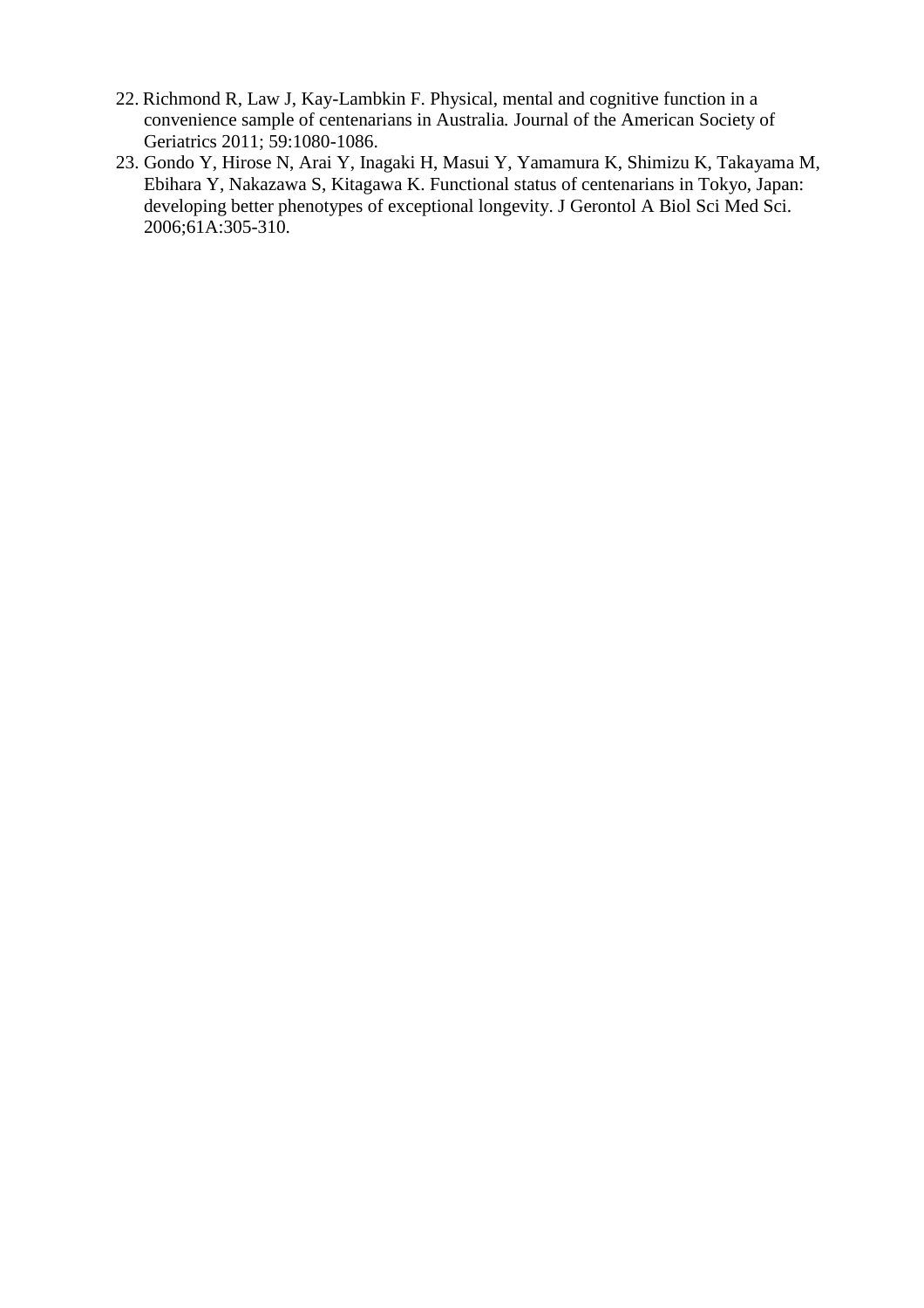22. Richmond R, Law J, Kay-Lambkin F. Physical, mental and cognitive function in a convenience sample of centenarians in Australia. Journal of the American Society of Geriatrics 2011; 59:1080-1086.
23. Gondo Y, Hirose N, Arai Y, Inagaki H, Masui Y, Yamamura K, Shimizu K, Takayama M, Ebihara Y, Nakazawa S, Kitagawa K. Functional status of centenarians in Tokyo, Japan: developing better phenotypes of exceptional longevity. J Gerontol A Biol Sci Med Sci. 2006;61A:305-310.